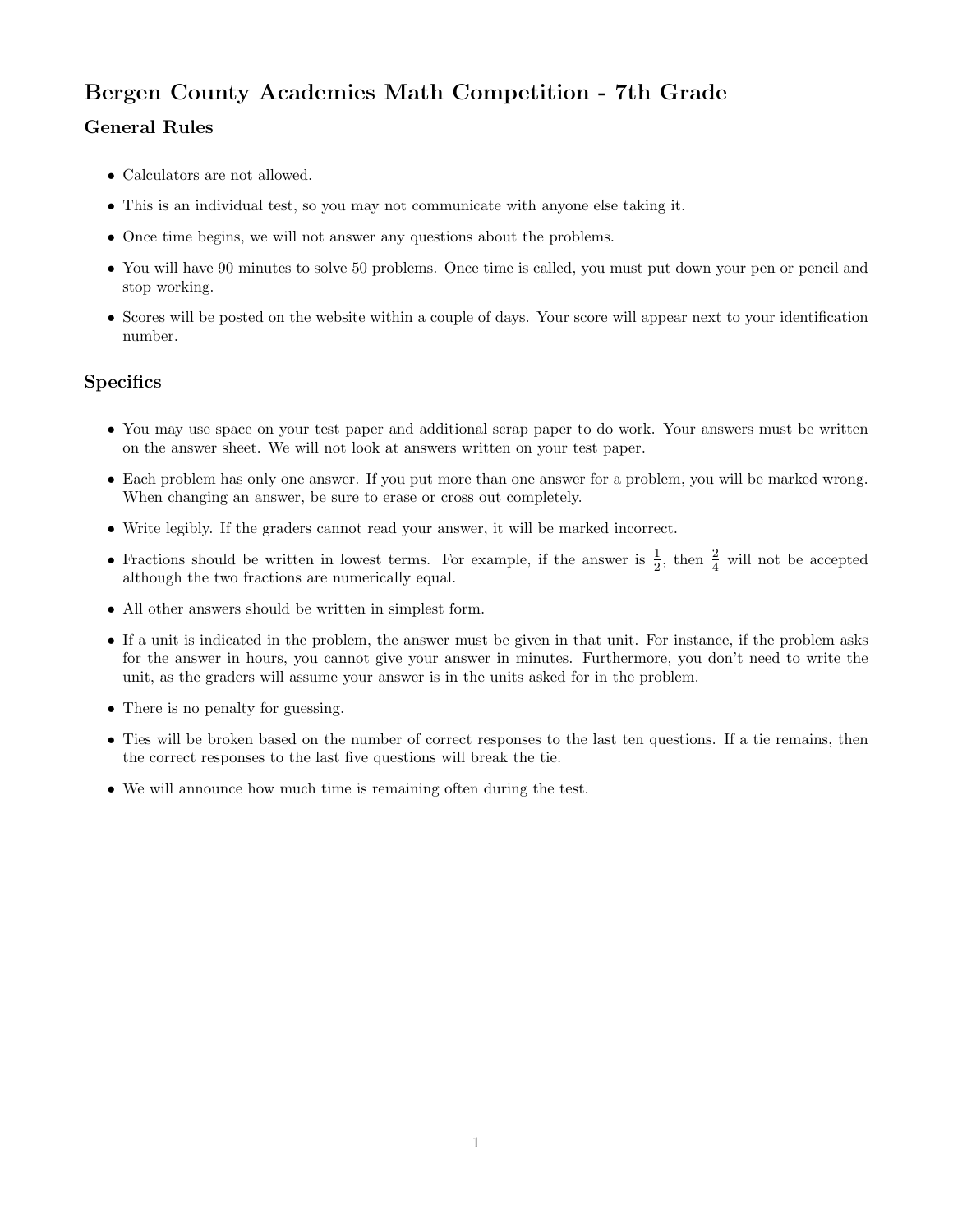# Bergen County Academies Math Competition - 7th Grade

## General Rules

- Calculators are not allowed.
- This is an individual test, so you may not communicate with anyone else taking it.
- Once time begins, we will not answer any questions about the problems.
- You will have 90 minutes to solve 50 problems. Once time is called, you must put down your pen or pencil and stop working.
- Scores will be posted on the website within a couple of days. Your score will appear next to your identification number.

## Specifics

- You may use space on your test paper and additional scrap paper to do work. Your answers must be written on the answer sheet. We will not look at answers written on your test paper.
- Each problem has only one answer. If you put more than one answer for a problem, you will be marked wrong. When changing an answer, be sure to erase or cross out completely.
- Write legibly. If the graders cannot read your answer, it will be marked incorrect.
- Fractions should be written in lowest terms. For example, if the answer is $\frac{1}{2}$, then $\frac{2}{4}$ will not be accepted although the two fractions are numerically equal.
- All other answers should be written in simplest form.
- If a unit is indicated in the problem, the answer must be given in that unit. For instance, if the problem asks for the answer in hours, you cannot give your answer in minutes. Furthermore, you don't need to write the unit, as the graders will assume your answer is in the units asked for in the problem.
- There is no penalty for guessing.
- Ties will be broken based on the number of correct responses to the last ten questions. If a tie remains, then the correct responses to the last five questions will break the tie.
- We will announce how much time is remaining often during the test.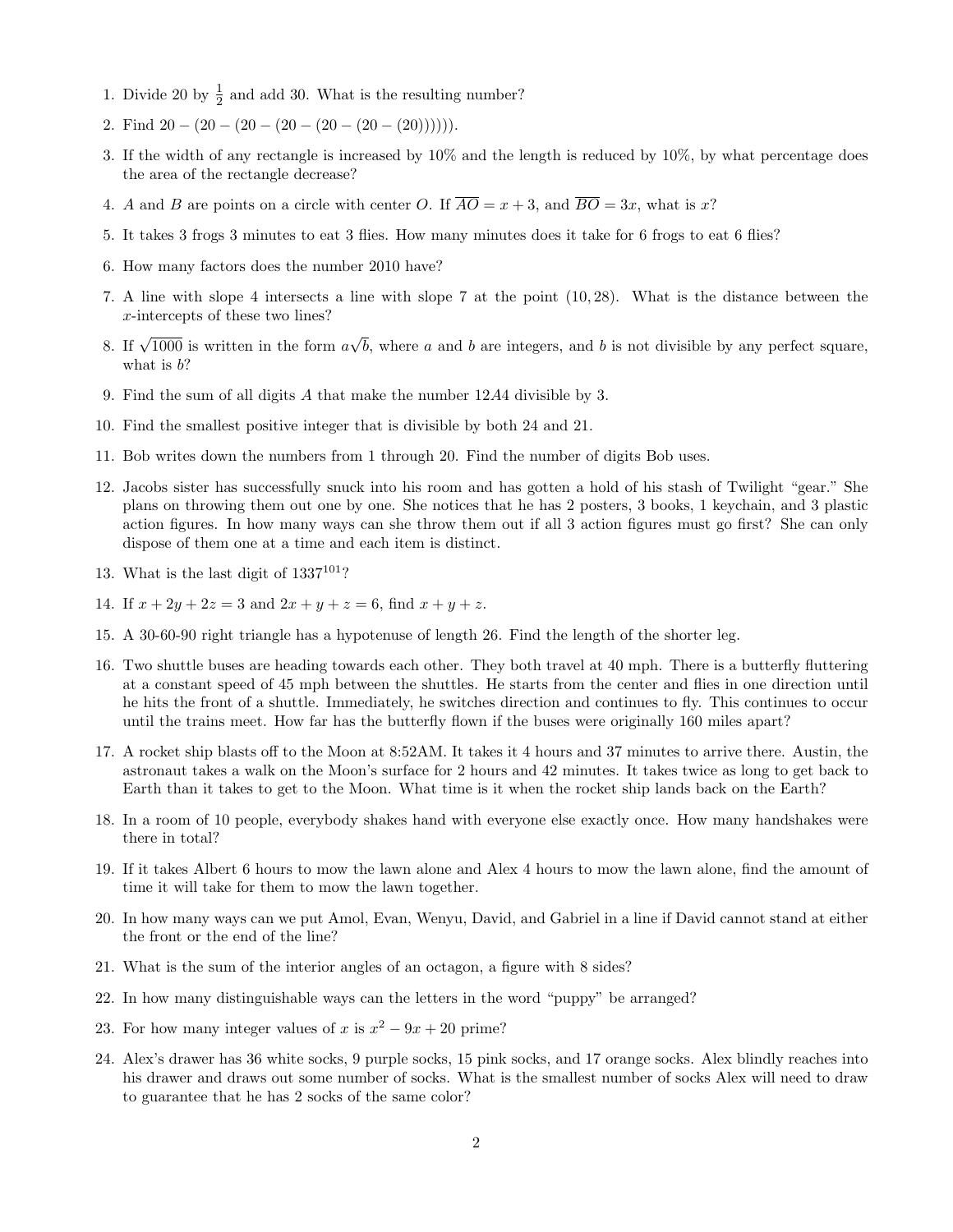1. Divide 20 by $\frac{1}{2}$ and add 30. What is the resulting number?
2. Find $20 - (20 - (20 - (20 - (20 - (20 - (20))))))$.
3. If the width of any rectangle is increased by 10% and the length is reduced by 10%, by what percentage does the area of the rectangle decrease?
4. $A$ and $B$ are points on a circle with center $O$. If $\overline{AO} = x + 3$, and $\overline{BO} = 3x$, what is $x$?
5. It takes 3 frogs 3 minutes to eat 3 flies. How many minutes does it take for 6 frogs to eat 6 flies?
6. How many factors does the number 2010 have?
7. A line with slope 4 intersects a line with slope 7 at the point $(10, 28)$. What is the distance between the $x$-intercepts of these two lines?
8. If $\sqrt{1000}$ is written in the form $a\sqrt{b}$, where $a$ and $b$ are integers, and $b$ is not divisible by any perfect square, what is $b$?
9. Find the sum of all digits $A$ that make the number $12A4$ divisible by 3.
10. Find the smallest positive integer that is divisible by both 24 and 21.
11. Bob writes down the numbers from 1 through 20. Find the number of digits Bob uses.
12. Jacobs sister has successfully snuck into his room and has gotten a hold of his stash of Twilight "gear." She plans on throwing them out one by one. She notices that he has 2 posters, 3 books, 1 keychain, and 3 plastic action figures. In how many ways can she throw them out if all 3 action figures must go first? She can only dispose of them one at a time and each item is distinct.
13. What is the last digit of $1337^{101}$?
14. If $x + 2y + 2z = 3$ and $2x + y + z = 6$, find $x + y + z$.
15. A 30-60-90 right triangle has a hypotenuse of length 26. Find the length of the shorter leg.
16. Two shuttle buses are heading towards each other. They both travel at 40 mph. There is a butterfly fluttering at a constant speed of 45 mph between the shuttles. He starts from the center and flies in one direction until he hits the front of a shuttle. Immediately, he switches direction and continues to fly. This continues to occur until the trains meet. How far has the butterfly flown if the buses were originally 160 miles apart?
17. A rocket ship blasts off to the Moon at 8:52AM. It takes it 4 hours and 37 minutes to arrive there. Austin, the astronaut takes a walk on the Moon's surface for 2 hours and 42 minutes. It takes twice as long to get back to Earth than it takes to get to the Moon. What time is it when the rocket ship lands back on the Earth?
18. In a room of 10 people, everybody shakes hand with everyone else exactly once. How many handshakes were there in total?
19. If it takes Albert 6 hours to mow the lawn alone and Alex 4 hours to mow the lawn alone, find the amount of time it will take for them to mow the lawn together.
20. In how many ways can we put Amol, Evan, Wenyu, David, and Gabriel in a line if David cannot stand at either the front or the end of the line?
21. What is the sum of the interior angles of an octagon, a figure with 8 sides?
22. In how many distinguishable ways can the letters in the word "puppy" be arranged?
23. For how many integer values of $x$ is $x^2 - 9x + 20$ prime?
24. Alex's drawer has 36 white socks, 9 purple socks, 15 pink socks, and 17 orange socks. Alex blindly reaches into his drawer and draws out some number of socks. What is the smallest number of socks Alex will need to draw to guarantee that he has 2 socks of the same color?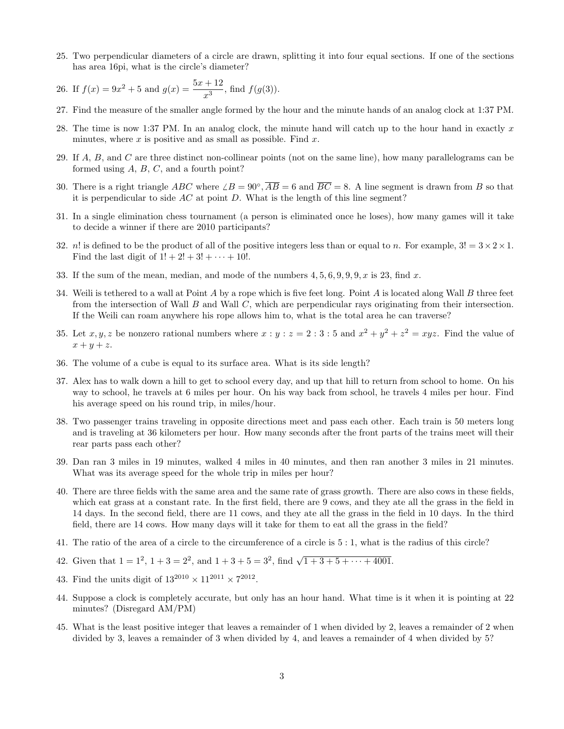25. Two perpendicular diameters of a circle are drawn, splitting it into four equal sections. If one of the sections has area 16pi, what is the circle's diameter?

26. If $f(x) = 9x^2 + 5$ and $g(x) = \dfrac{5x + 12}{x^3}$, find $f(g(3))$.

27. Find the measure of the smaller angle formed by the hour and the minute hands of an analog clock at 1:37 PM.

28. The time is now 1:37 PM. In an analog clock, the minute hand will catch up to the hour hand in exactly $x$ minutes, where $x$ is positive and as small as possible. Find $x$.

29. If $A$, $B$, and $C$ are three distinct non-collinear points (not on the same line), how many parallelograms can be formed using $A$, $B$, $C$, and a fourth point?

30. There is a right triangle $ABC$ where $\angle B = 90^\circ, \overline{AB} = 6$ and $\overline{BC} = 8$. A line segment is drawn from $B$ so that it is perpendicular to side $AC$ at point $D$. What is the length of this line segment?

31. In a single elimination chess tournament (a person is eliminated once he loses), how many games will it take to decide a winner if there are 2010 participants?

32. $n!$ is defined to be the product of all of the positive integers less than or equal to $n$. For example, $3! = 3 \times 2 \times 1$. Find the last digit of $1! + 2! + 3! + \cdots + 10!$.

33. If the sum of the mean, median, and mode of the numbers $4, 5, 6, 9, 9, 9, x$ is 23, find $x$.

34. Weili is tethered to a wall at Point $A$ by a rope which is five feet long. Point $A$ is located along Wall $B$ three feet from the intersection of Wall $B$ and Wall $C$, which are perpendicular rays originating from their intersection. If the Weili can roam anywhere his rope allows him to, what is the total area he can traverse?

35. Let $x, y, z$ be nonzero rational numbers where $x : y : z = 2 : 3 : 5$ and $x^2 + y^2 + z^2 = xyz$. Find the value of $x + y + z$.

36. The volume of a cube is equal to its surface area. What is its side length?

37. Alex has to walk down a hill to get to school every day, and up that hill to return from school to home. On his way to school, he travels at 6 miles per hour. On his way back from school, he travels 4 miles per hour. Find his average speed on his round trip, in miles/hour.

38. Two passenger trains traveling in opposite directions meet and pass each other. Each train is 50 meters long and is traveling at 36 kilometers per hour. How many seconds after the front parts of the trains meet will their rear parts pass each other?

39. Dan ran 3 miles in 19 minutes, walked 4 miles in 40 minutes, and then ran another 3 miles in 21 minutes. What was its average speed for the whole trip in miles per hour?

40. There are three fields with the same area and the same rate of grass growth. There are also cows in these fields, which eat grass at a constant rate. In the first field, there are 9 cows, and they ate all the grass in the field in 14 days. In the second field, there are 11 cows, and they ate all the grass in the field in 10 days. In the third field, there are 14 cows. How many days will it take for them to eat all the grass in the field?

41. The ratio of the area of a circle to the circumference of a circle is $5 : 1$, what is the radius of this circle?

42. Given that $1 = 1^2$, $1 + 3 = 2^2$, and $1 + 3 + 5 = 3^2$, find $\sqrt{1 + 3 + 5 + \cdots + 4001}$.

43. Find the units digit of $13^{2010} \times 11^{2011} \times 7^{2012}$.

44. Suppose a clock is completely accurate, but only has an hour hand. What time is it when it is pointing at 22 minutes? (Disregard AM/PM)

45. What is the least positive integer that leaves a remainder of 1 when divided by 2, leaves a remainder of 2 when divided by 3, leaves a remainder of 3 when divided by 4, and leaves a remainder of 4 when divided by 5?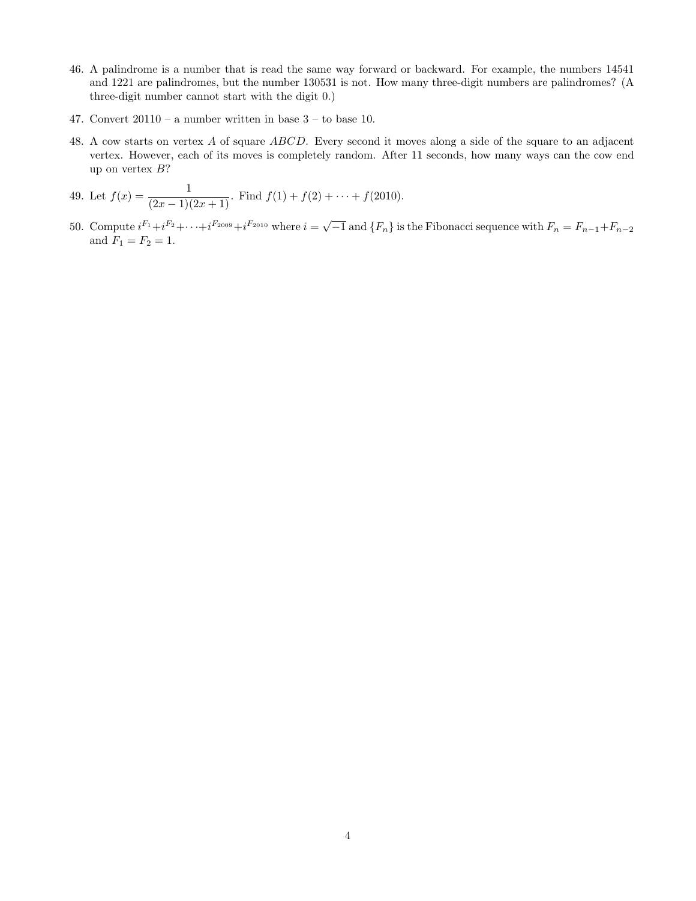46. A palindrome is a number that is read the same way forward or backward. For example, the numbers 14541 and 1221 are palindromes, but the number 130531 is not. How many three-digit numbers are palindromes? (A three-digit number cannot start with the digit 0.)

47. Convert 20110 – a number written in base 3 – to base 10.

48. A cow starts on vertex $A$ of square $ABCD$. Every second it moves along a side of the square to an adjacent vertex. However, each of its moves is completely random. After 11 seconds, how many ways can the cow end up on vertex $B$?

49. Let $f(x) = \dfrac{1}{(2x-1)(2x+1)}$. Find $f(1) + f(2) + \cdots + f(2010)$.

50. Compute $i^{F_1} + i^{F_2} + \cdots + i^{F_{2009}} + i^{F_{2010}}$ where $i = \sqrt{-1}$ and $\{F_n\}$ is the Fibonacci sequence with $F_n = F_{n-1} + F_{n-2}$ and $F_1 = F_2 = 1$.